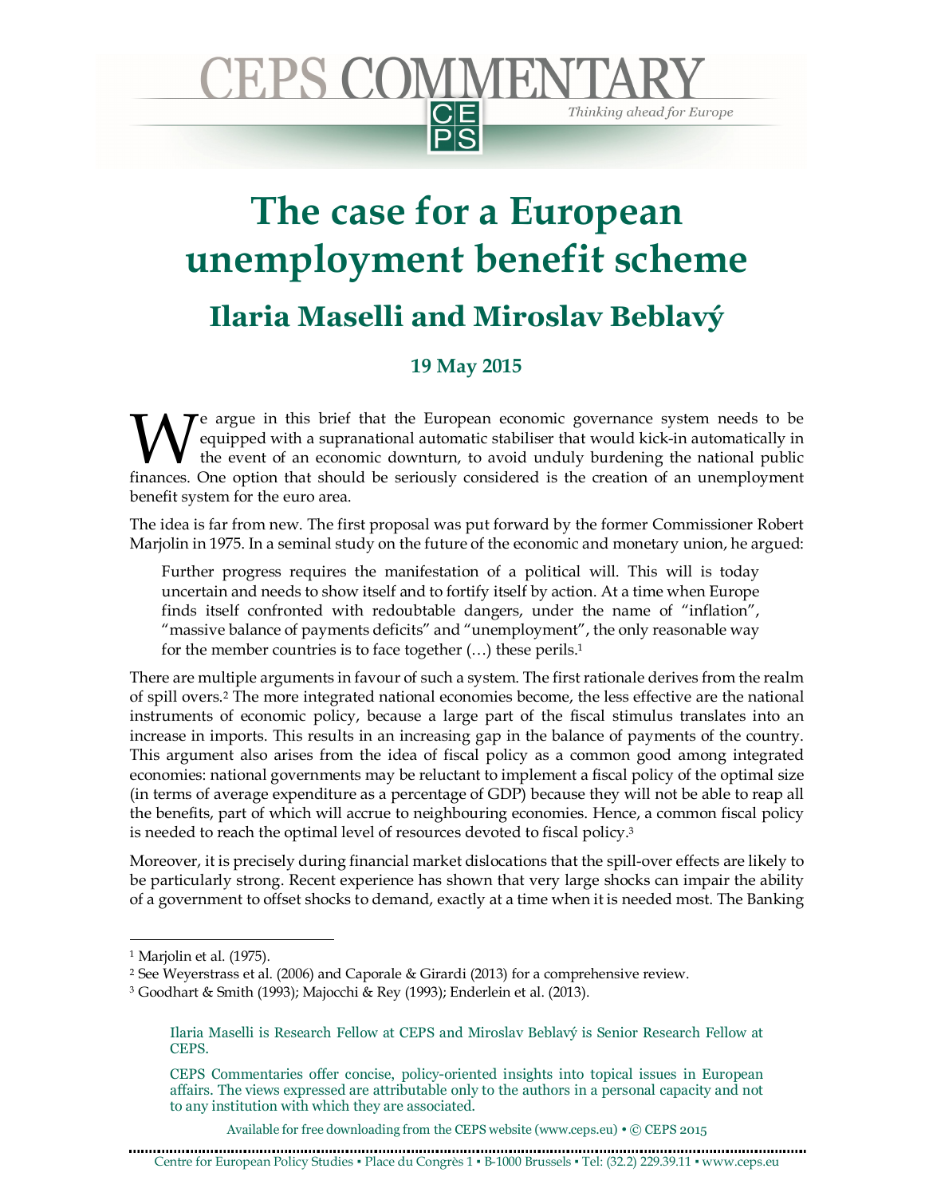# The case for a European unemployment benefit scheme

## Ilaria Maselli and Miroslav Beblavý

### 19 May 2015

We argue in this brief that the European economic governance system needs to be equipped with a supranational automatic stabiliser that would kick-in automatically in the event of an economic downturn, to avoid unduly burdening the national public finances. One option that should be seriously considered is the creation of an unemployment benefit system for the euro area.

The idea is far from new. The first proposal was put forward by the former Commissioner Robert Marjolin in 1975. In a seminal study on the future of the economic and monetary union, he argued:

> Further progress requires the manifestation of a political will. This will is today uncertain and needs to show itself and to fortify itself by action. At a time when Europe finds itself confronted with redoubtable dangers, under the name of "inflation", "massive balance of payments deficits" and "unemployment", the only reasonable way for the member countries is to face together (…) these perils.[1]

There are multiple arguments in favour of such a system. The first rationale derives from the realm of spill overs.[2] The more integrated national economies become, the less effective are the national instruments of economic policy, because a large part of the fiscal stimulus translates into an increase in imports. This results in an increasing gap in the balance of payments of the country. This argument also arises from the idea of fiscal policy as a common good among integrated economies: national governments may be reluctant to implement a fiscal policy of the optimal size (in terms of average expenditure as a percentage of GDP) because they will not be able to reap all the benefits, part of which will accrue to neighbouring economies. Hence, a common fiscal policy is needed to reach the optimal level of resources devoted to fiscal policy.[3]

Moreover, it is precisely during financial market dislocations that the spill-over effects are likely to be particularly strong. Recent experience has shown that very large shocks can impair the ability of a government to offset shocks to demand, exactly at a time when it is needed most. The Banking

---

[1] Marjolin et al. (1975).

[2] See Weyerstrass et al. (2006) and Caporale & Girardi (2013) for a comprehensive review.

[3] Goodhart & Smith (1993); Majocchi & Rey (1993); Enderlein et al. (2013).

Ilaria Maselli is Research Fellow at CEPS and Miroslav Beblavý is Senior Research Fellow at CEPS.

CEPS Commentaries offer concise, policy-oriented insights into topical issues in European affairs. The views expressed are attributable only to the authors in a personal capacity and not to any institution with which they are associated.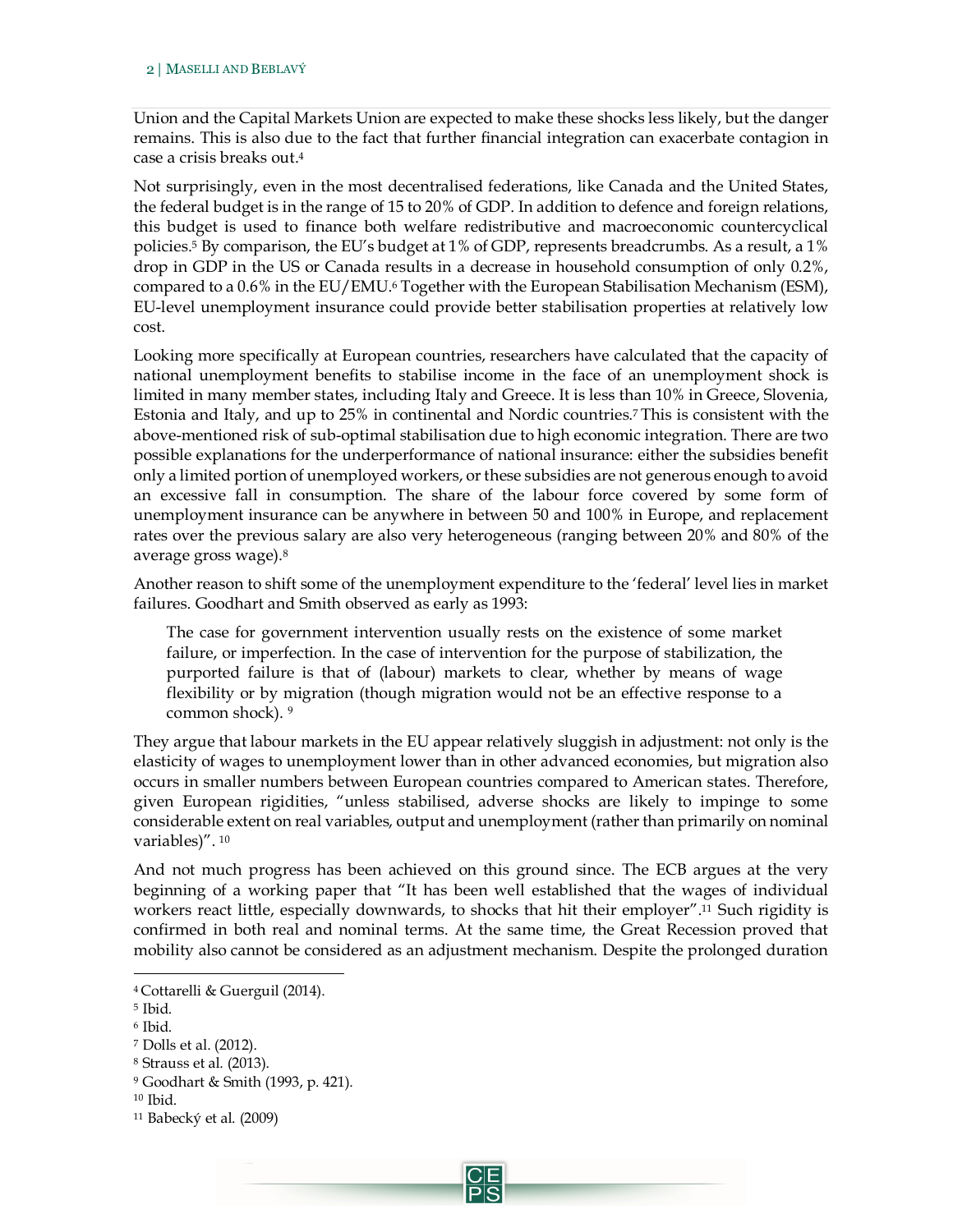Union and the Capital Markets Union are expected to make these shocks less likely, but the danger remains. This is also due to the fact that further financial integration can exacerbate contagion in case a crisis breaks out.[4]

Not surprisingly, even in the most decentralised federations, like Canada and the United States, the federal budget is in the range of 15 to 20% of GDP. In addition to defence and foreign relations, this budget is used to finance both welfare redistributive and macroeconomic countercyclical policies.[5] By comparison, the EU's budget at 1% of GDP, represents breadcrumbs. As a result, a 1% drop in GDP in the US or Canada results in a decrease in household consumption of only 0.2%, compared to a 0.6% in the EU/EMU.[6] Together with the European Stabilisation Mechanism (ESM), EU-level unemployment insurance could provide better stabilisation properties at relatively low cost.

Looking more specifically at European countries, researchers have calculated that the capacity of national unemployment benefits to stabilise income in the face of an unemployment shock is limited in many member states, including Italy and Greece. It is less than 10% in Greece, Slovenia, Estonia and Italy, and up to 25% in continental and Nordic countries.[7] This is consistent with the above-mentioned risk of sub-optimal stabilisation due to high economic integration. There are two possible explanations for the underperformance of national insurance: either the subsidies benefit only a limited portion of unemployed workers, or these subsidies are not generous enough to avoid an excessive fall in consumption. The share of the labour force covered by some form of unemployment insurance can be anywhere in between 50 and 100% in Europe, and replacement rates over the previous salary are also very heterogeneous (ranging between 20% and 80% of the average gross wage).[8]

Another reason to shift some of the unemployment expenditure to the 'federal' level lies in market failures. Goodhart and Smith observed as early as 1993:

> The case for government intervention usually rests on the existence of some market failure, or imperfection. In the case of intervention for the purpose of stabilization, the purported failure is that of (labour) markets to clear, whether by means of wage flexibility or by migration (though migration would not be an effective response to a common shock).[9]

They argue that labour markets in the EU appear relatively sluggish in adjustment: not only is the elasticity of wages to unemployment lower than in other advanced economies, but migration also occurs in smaller numbers between European countries compared to American states. Therefore, given European rigidities, "unless stabilised, adverse shocks are likely to impinge to some considerable extent on real variables, output and unemployment (rather than primarily on nominal variables)".[10]

And not much progress has been achieved on this ground since. The ECB argues at the very beginning of a working paper that "It has been well established that the wages of individual workers react little, especially downwards, to shocks that hit their employer".[11] Such rigidity is confirmed in both real and nominal terms. At the same time, the Great Recession proved that mobility also cannot be considered as an adjustment mechanism. Despite the prolonged duration

---

[4] Cottarelli & Guerguil (2014).

[5] Ibid.

[6] Ibid.

[7] Dolls et al. (2012).

[8] Strauss et al. (2013).

[9] Goodhart & Smith (1993, p. 421).

[10] Ibid.

[11] Babecký et al. (2009)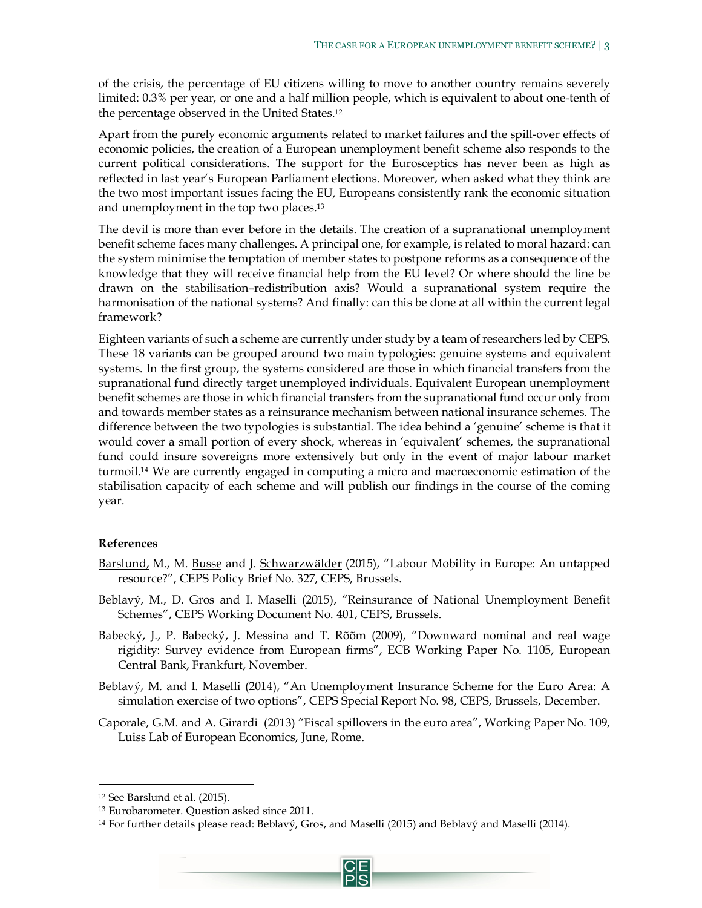of the crisis, the percentage of EU citizens willing to move to another country remains severely limited: 0.3% per year, or one and a half million people, which is equivalent to about one-tenth of the percentage observed in the United States.[12]

Apart from the purely economic arguments related to market failures and the spill-over effects of economic policies, the creation of a European unemployment benefit scheme also responds to the current political considerations. The support for the Eurosceptics has never been as high as reflected in last year's European Parliament elections. Moreover, when asked what they think are the two most important issues facing the EU, Europeans consistently rank the economic situation and unemployment in the top two places.[13]

The devil is more than ever before in the details. The creation of a supranational unemployment benefit scheme faces many challenges. A principal one, for example, is related to moral hazard: can the system minimise the temptation of member states to postpone reforms as a consequence of the knowledge that they will receive financial help from the EU level? Or where should the line be drawn on the stabilisation–redistribution axis? Would a supranational system require the harmonisation of the national systems? And finally: can this be done at all within the current legal framework?

Eighteen variants of such a scheme are currently under study by a team of researchers led by CEPS. These 18 variants can be grouped around two main typologies: genuine systems and equivalent systems. In the first group, the systems considered are those in which financial transfers from the supranational fund directly target unemployed individuals. Equivalent European unemployment benefit schemes are those in which financial transfers from the supranational fund occur only from and towards member states as a reinsurance mechanism between national insurance schemes. The difference between the two typologies is substantial. The idea behind a 'genuine' scheme is that it would cover a small portion of every shock, whereas in 'equivalent' schemes, the supranational fund could insure sovereigns more extensively but only in the event of major labour market turmoil.[14] We are currently engaged in computing a micro and macroeconomic estimation of the stabilisation capacity of each scheme and will publish our findings in the course of the coming year.

**References**

Barslund, M., M. Busse and J. Schwarzwälder (2015), "Labour Mobility in Europe: An untapped resource?", CEPS Policy Brief No. 327, CEPS, Brussels.

Beblavý, M., D. Gros and I. Maselli (2015), "Reinsurance of National Unemployment Benefit Schemes", CEPS Working Document No. 401, CEPS, Brussels.

Babecký, J., P. Babecký, J. Messina and T. Rõõm (2009), "Downward nominal and real wage rigidity: Survey evidence from European firms", ECB Working Paper No. 1105, European Central Bank, Frankfurt, November.

Beblavý, M. and I. Maselli (2014), "An Unemployment Insurance Scheme for the Euro Area: A simulation exercise of two options", CEPS Special Report No. 98, CEPS, Brussels, December.

Caporale, G.M. and A. Girardi (2013) "Fiscal spillovers in the euro area", Working Paper No. 109, Luiss Lab of European Economics, June, Rome.

---

[12] See Barslund et al. (2015).

[13] Eurobarometer. Question asked since 2011.

[14] For further details please read: Beblavý, Gros, and Maselli (2015) and Beblavý and Maselli (2014).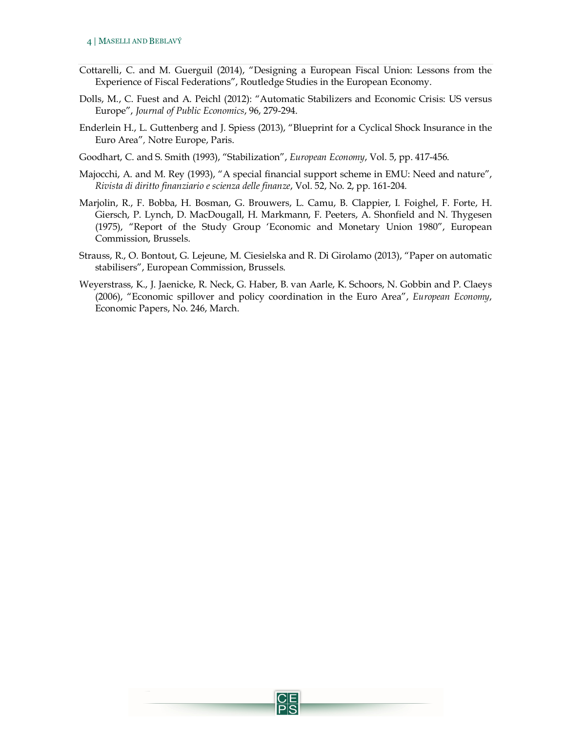Cottarelli, C. and M. Guerguil (2014), “Designing a European Fiscal Union: Lessons from the Experience of Fiscal Federations”, Routledge Studies in the European Economy.

Dolls, M., C. Fuest and A. Peichl (2012): “Automatic Stabilizers and Economic Crisis: US versus Europe”, *Journal of Public Economics*, 96, 279-294.

Enderlein H., L. Guttenberg and J. Spiess (2013), “Blueprint for a Cyclical Shock Insurance in the Euro Area”, Notre Europe, Paris.

Goodhart, C. and S. Smith (1993), “Stabilization”, *European Economy*, Vol. 5, pp. 417-456.

Majocchi, A. and M. Rey (1993), “A special financial support scheme in EMU: Need and nature”, *Rivista di diritto finanziario e scienza delle finanze*, Vol. 52, No. 2, pp. 161-204.

Marjolin, R., F. Bobba, H. Bosman, G. Brouwers, L. Camu, B. Clappier, I. Foighel, F. Forte, H. Giersch, P. Lynch, D. MacDougall, H. Markmann, F. Peeters, A. Shonfield and N. Thygesen (1975), “Report of the Study Group ‘Economic and Monetary Union 1980”, European Commission, Brussels.

Strauss, R., O. Bontout, G. Lejeune, M. Ciesielska and R. Di Girolamo (2013), “Paper on automatic stabilisers”, European Commission, Brussels.

Weyerstrass, K., J. Jaenicke, R. Neck, G. Haber, B. van Aarle, K. Schoors, N. Gobbin and P. Claeys (2006), “Economic spillover and policy coordination in the Euro Area”, *European Economy*, Economic Papers, No. 246, March.